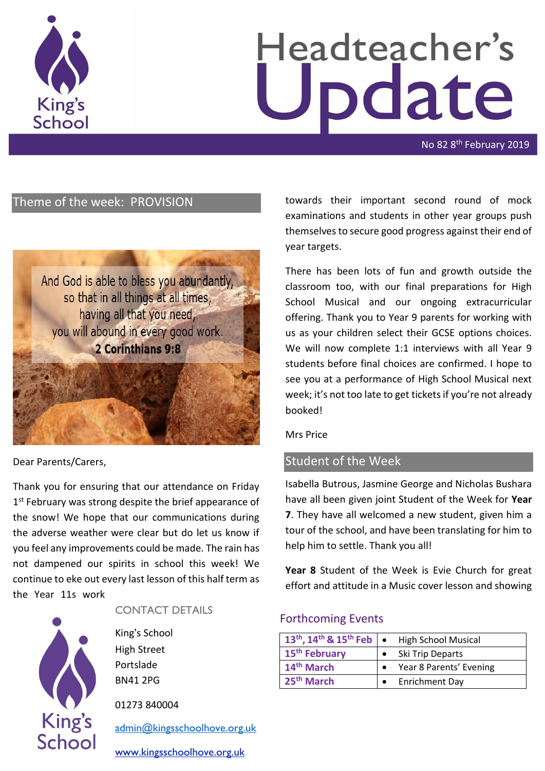# Headteacher's Update

No 82 8th February 2019

## Theme of the week: PROVISION

And God is able to bless you abundantly, so that in all things at all times, having all that you need, you will abound in every good work.
**2 Corinthians 9:8**

Dear Parents/Carers,

Thank you for ensuring that our attendance on Friday 1st February was strong despite the brief appearance of the snow! We hope that our communications during the adverse weather were clear but do let us know if you feel any improvements could be made. The rain has not dampened our spirits in school this week! We continue to eke out every last lesson of this half term as the Year 11s work towards their important second round of mock examinations and students in other year groups push themselves to secure good progress against their end of year targets.

There has been lots of fun and growth outside the classroom too, with our final preparations for High School Musical and our ongoing extracurricular offering. Thank you to Year 9 parents for working with us as your children select their GCSE options choices. We will now complete 1:1 interviews with all Year 9 students before final choices are confirmed. I hope to see you at a performance of High School Musical next week; it's not too late to get tickets if you're not already booked!

Mrs Price

## Student of the Week

Isabella Butrous, Jasmine George and Nicholas Bushara have all been given joint Student of the Week for **Year 7**. They have all welcomed a new student, given him a tour of the school, and have been translating for him to help him to settle. Thank you all!

**Year 8** Student of the Week is Evie Church for great effort and attitude in a Music cover lesson and showing

## Forthcoming Events

| Date | Event |
|---|---|
| **13th, 14th & 15th Feb** | High School Musical |
| **15th February** | Ski Trip Departs |
| **14th March** | Year 8 Parents' Evening |
| **25th March** | Enrichment Day |

## CONTACT DETAILS

King's School
High Street
Portslade
BN41 2PG

01273 840004

admin@kingsschoolhove.org.uk

www.kingsschoolhove.org.uk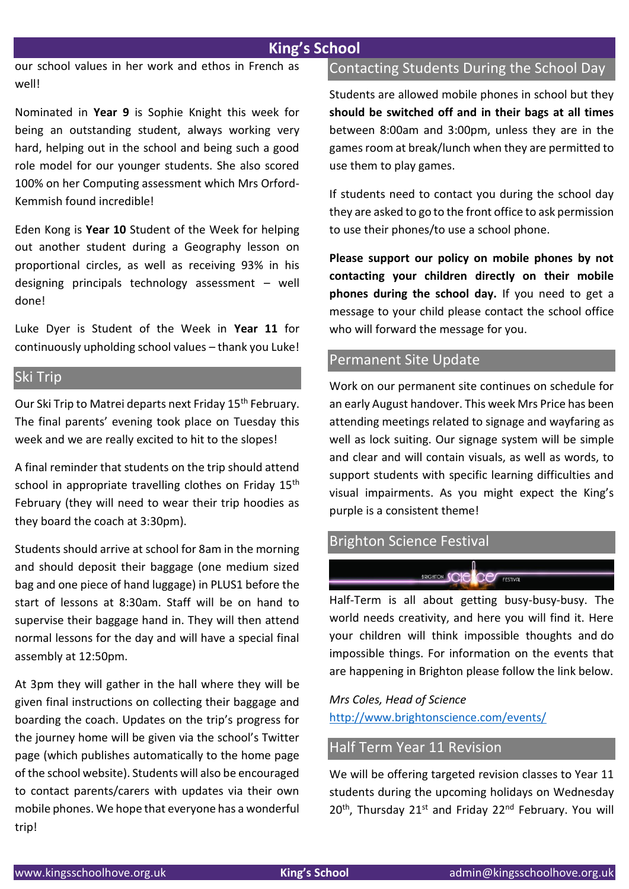our school values in her work and ethos in French as well!

Nominated in **Year 9** is Sophie Knight this week for being an outstanding student, always working very hard, helping out in the school and being such a good role model for our younger students. She also scored 100% on her Computing assessment which Mrs Orford-Kemmish found incredible!

Eden Kong is **Year 10** Student of the Week for helping out another student during a Geography lesson on proportional circles, as well as receiving 93% in his designing principals technology assessment – well done!

Luke Dyer is Student of the Week in **Year 11** for continuously upholding school values – thank you Luke!

## Ski Trip

Our Ski Trip to Matrei departs next Friday 15th February. The final parents' evening took place on Tuesday this week and we are really excited to hit to the slopes!

A final reminder that students on the trip should attend school in appropriate travelling clothes on Friday 15th February (they will need to wear their trip hoodies as they board the coach at 3:30pm).

Students should arrive at school for 8am in the morning and should deposit their baggage (one medium sized bag and one piece of hand luggage) in PLUS1 before the start of lessons at 8:30am. Staff will be on hand to supervise their baggage hand in. They will then attend normal lessons for the day and will have a special final assembly at 12:50pm.

At 3pm they will gather in the hall where they will be given final instructions on collecting their baggage and boarding the coach. Updates on the trip's progress for the journey home will be given via the school's Twitter page (which publishes automatically to the home page of the school website). Students will also be encouraged to contact parents/carers with updates via their own mobile phones. We hope that everyone has a wonderful trip!

## Contacting Students During the School Day

Students are allowed mobile phones in school but they **should be switched off and in their bags at all times** between 8:00am and 3:00pm, unless they are in the games room at break/lunch when they are permitted to use them to play games.

If students need to contact you during the school day they are asked to go to the front office to ask permission to use their phones/to use a school phone.

**Please support our policy on mobile phones by not contacting your children directly on their mobile phones during the school day.** If you need to get a message to your child please contact the school office who will forward the message for you.

## Permanent Site Update

Work on our permanent site continues on schedule for an early August handover. This week Mrs Price has been attending meetings related to signage and wayfaring as well as lock suiting. Our signage system will be simple and clear and will contain visuals, as well as words, to support students with specific learning difficulties and visual impairments. As you might expect the King's purple is a consistent theme!

## Brighton Science Festival

Half-Term is all about getting busy-busy-busy. The world needs creativity, and here you will find it. Here your children will think impossible thoughts and do impossible things. For information on the events that are happening in Brighton please follow the link below.

*Mrs Coles, Head of Science*

http://www.brightonscience.com/events/

## Half Term Year 11 Revision

We will be offering targeted revision classes to Year 11 students during the upcoming holidays on Wednesday 20th, Thursday 21st and Friday 22nd February. You will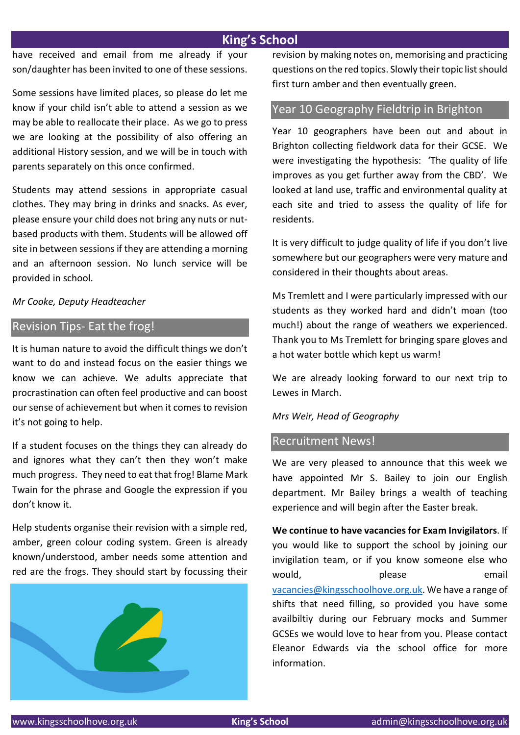have received and email from me already if your son/daughter has been invited to one of these sessions.

Some sessions have limited places, so please do let me know if your child isn't able to attend a session as we may be able to reallocate their place. As we go to press we are looking at the possibility of also offering an additional History session, and we will be in touch with parents separately on this once confirmed.

Students may attend sessions in appropriate casual clothes. They may bring in drinks and snacks. As ever, please ensure your child does not bring any nuts or nut-based products with them. Students will be allowed off site in between sessions if they are attending a morning and an afternoon session. No lunch service will be provided in school.

*Mr Cooke, Deputy Headteacher*

## Revision Tips- Eat the frog!

It is human nature to avoid the difficult things we don't want to do and instead focus on the easier things we know we can achieve. We adults appreciate that procrastination can often feel productive and can boost our sense of achievement but when it comes to revision it's not going to help.

If a student focuses on the things they can already do and ignores what they can't then they won't make much progress. They need to eat that frog! Blame Mark Twain for the phrase and Google the expression if you don't know it.

Help students organise their revision with a simple red, amber, green colour coding system. Green is already known/understood, amber needs some attention and red are the frogs. They should start by focussing their revision by making notes on, memorising and practicing questions on the red topics. Slowly their topic list should first turn amber and then eventually green.

## Year 10 Geography Fieldtrip in Brighton

Year 10 geographers have been out and about in Brighton collecting fieldwork data for their GCSE. We were investigating the hypothesis: 'The quality of life improves as you get further away from the CBD'. We looked at land use, traffic and environmental quality at each site and tried to assess the quality of life for residents.

It is very difficult to judge quality of life if you don't live somewhere but our geographers were very mature and considered in their thoughts about areas.

Ms Tremlett and I were particularly impressed with our students as they worked hard and didn't moan (too much!) about the range of weathers we experienced. Thank you to Ms Tremlett for bringing spare gloves and a hot water bottle which kept us warm!

We are already looking forward to our next trip to Lewes in March.

*Mrs Weir, Head of Geography*

## Recruitment News!

We are very pleased to announce that this week we have appointed Mr S. Bailey to join our English department. Mr Bailey brings a wealth of teaching experience and will begin after the Easter break.

**We continue to have vacancies for Exam Invigilators**. If you would like to support the school by joining our invigilation team, or if you know someone else who would, please email vacancies@kingsschoolhove.org.uk. We have a range of shifts that need filling, so provided you have some availbiltiy during our February mocks and Summer GCSEs we would love to hear from you. Please contact Eleanor Edwards via the school office for more information.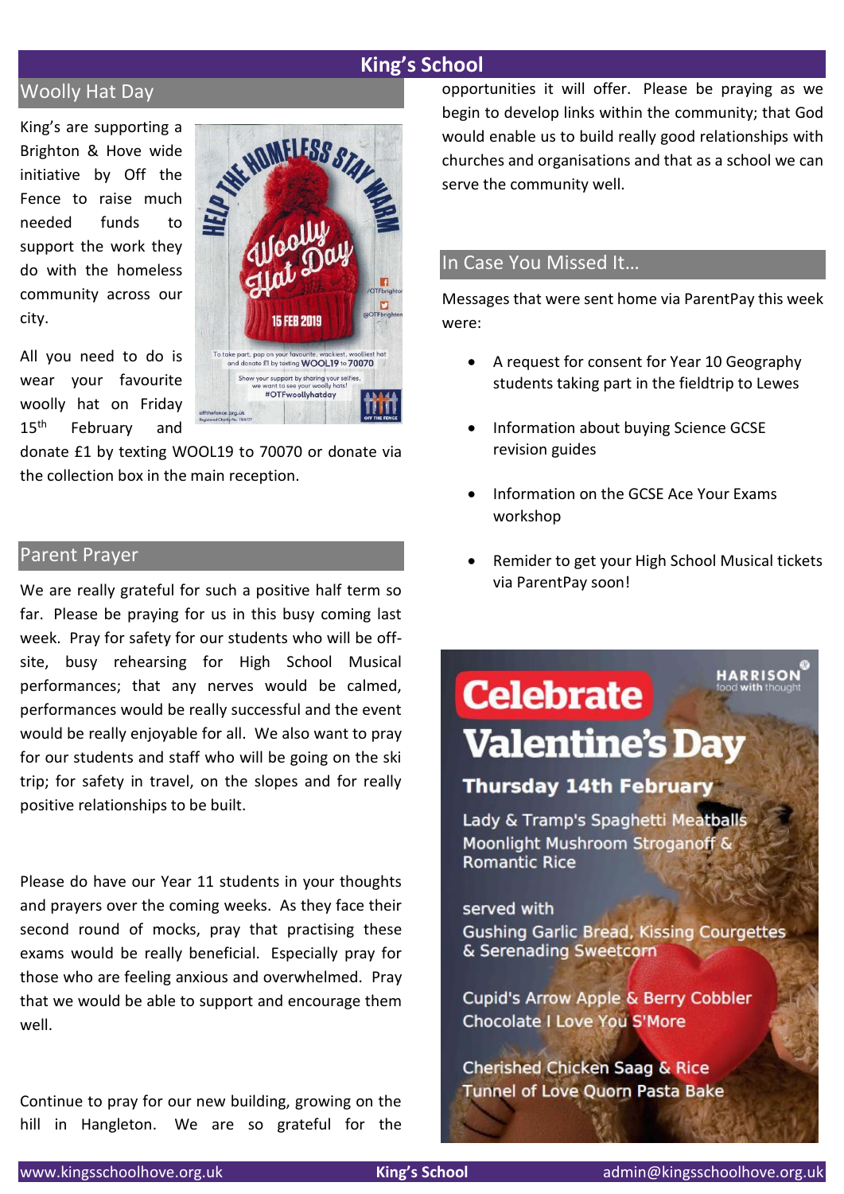# King's School

## Woolly Hat Day

King's are supporting a Brighton & Hove wide initiative by Off the Fence to raise much needed funds to support the work they do with the homeless community across our city.

All you need to do is wear your favourite woolly hat on Friday 15th February and donate £1 by texting WOOL19 to 70070 or donate via the collection box in the main reception.

HELP THE HOMELESS STAY WARM

Woolly Hat Day

15 FEB 2019

To take part, pop on your favourite, wackiest, woolliest hat and donate £1 by texting WOOL19 to 70070

Show your support by sharing your selfies, we want to see your woolly hats! #OTFwoollyhatday

## Parent Prayer

We are really grateful for such a positive half term so far. Please be praying for us in this busy coming last week. Pray for safety for our students who will be off-site, busy rehearsing for High School Musical performances; that any nerves would be calmed, performances would be really successful and the event would be really enjoyable for all. We also want to pray for our students and staff who will be going on the ski trip; for safety in travel, on the slopes and for really positive relationships to be built.

Please do have our Year 11 students in your thoughts and prayers over the coming weeks. As they face their second round of mocks, pray that practising these exams would be really beneficial. Especially pray for those who are feeling anxious and overwhelmed. Pray that we would be able to support and encourage them well.

Continue to pray for our new building, growing on the hill in Hangleton. We are so grateful for the opportunities it will offer. Please be praying as we begin to develop links within the community; that God would enable us to build really good relationships with churches and organisations and that as a school we can serve the community well.

## In Case You Missed It...

Messages that were sent home via ParentPay this week were:

- A request for consent for Year 10 Geography students taking part in the fieldtrip to Lewes
- Information about buying Science GCSE revision guides
- Information on the GCSE Ace Your Exams workshop
- Remider to get your High School Musical tickets via ParentPay soon!

**Celebrate Valentine's Day**

HARRISON food with thought

**Thursday 14th February**

Lady & Tramp's Spaghetti Meatballs
Moonlight Mushroom Stroganoff & Romantic Rice

served with
Gushing Garlic Bread, Kissing Courgettes & Serenading Sweetcorn

Cupid's Arrow Apple & Berry Cobbler
Chocolate I Love You S'More

Cherished Chicken Saag & Rice
Tunnel of Love Quorn Pasta Bake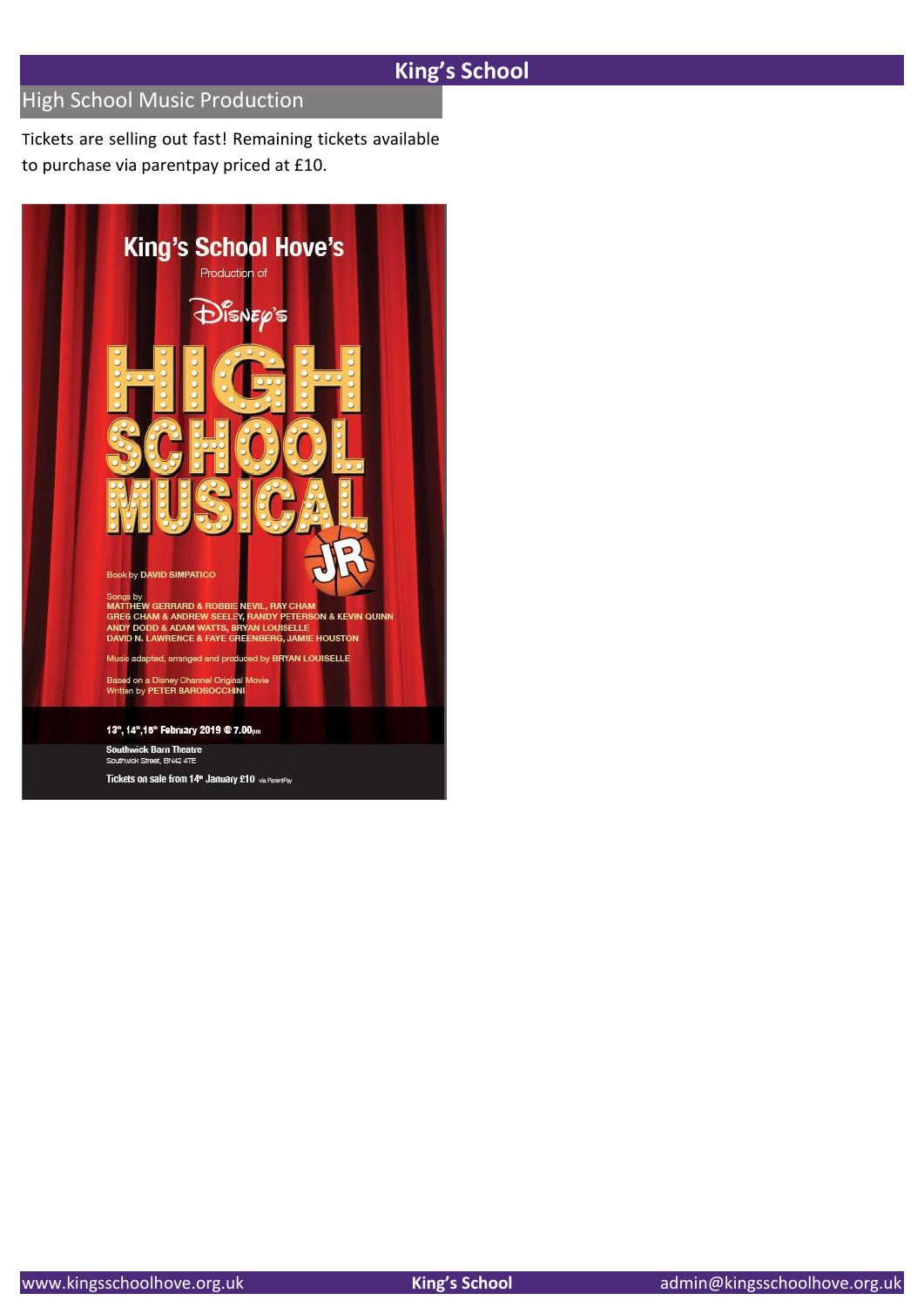## High School Music Production

Tickets are selling out fast! Remaining tickets available to purchase via parentpay priced at £10.

King's School Hove's

Production of

Disney's

HIGH SCHOOL MUSICAL JR

Book by DAVID SIMPATICO

Songs by
MATTHEW GERRARD & ROBBIE NEVIL, RAY CHAM
GREG CHAM & ANDREW SEELEY, RANDY PETERSON & KEVIN QUINN
ANDY DODD & ADAM WATTS, BRYAN LOUISELLE
DAVID N. LAWRENCE & FAYE GREENBERG, JAMIE HOUSTON

Music adapted, arranged and produced by BRYAN LOUISELLE

Based on a Disney Channel Original Movie
Written by PETER BAROSOCCHINI

13th, 14th, 15th February 2019 @ 7.00pm

Southwick Barn Theatre
Southwick Street, BN42 4TE

Tickets on sale from 14th January £10 via ParentPay